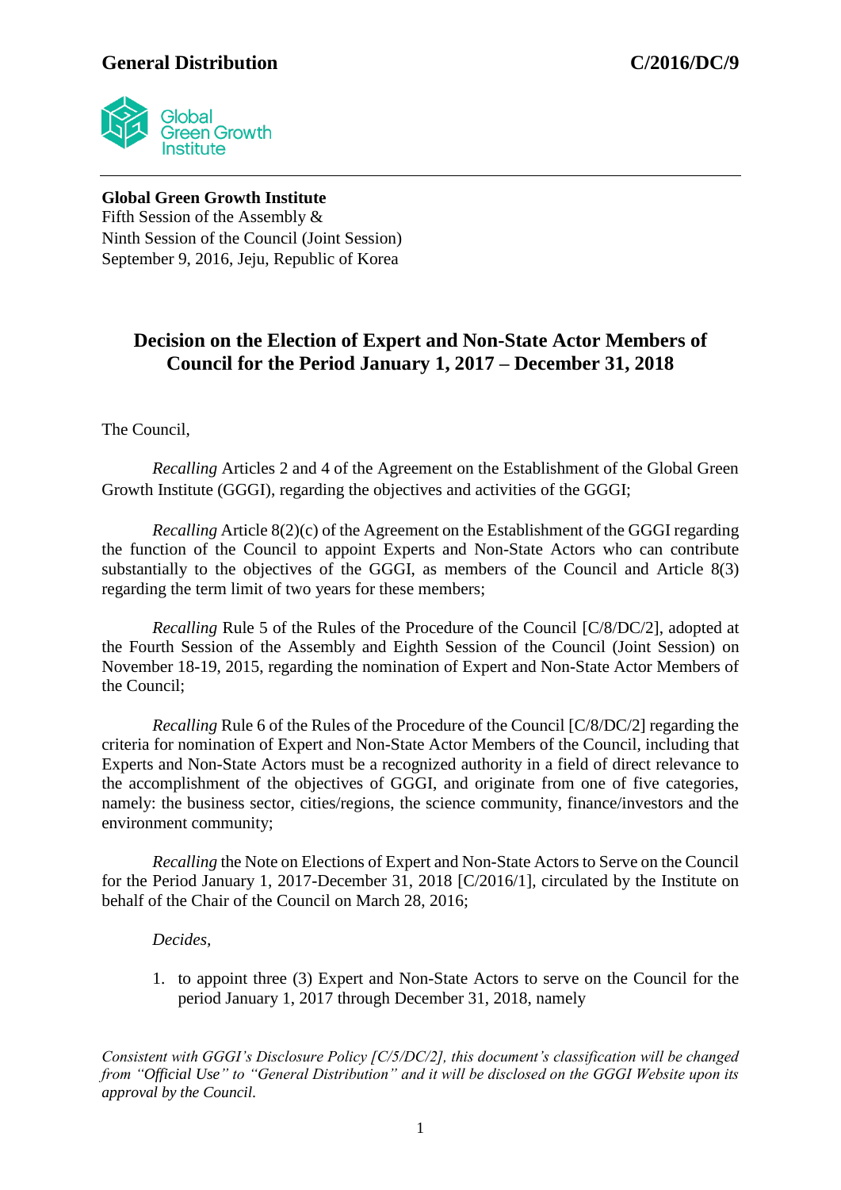**General Distribution** **C/2016/DC/9**

**Global Green Growth Institute**
Fifth Session of the Assembly &
Ninth Session of the Council (Joint Session)
September 9, 2016, Jeju, Republic of Korea

## Decision on the Election of Expert and Non-State Actor Members of Council for the Period January 1, 2017 – December 31, 2018

The Council,

*Recalling* Articles 2 and 4 of the Agreement on the Establishment of the Global Green Growth Institute (GGGI), regarding the objectives and activities of the GGGI;

*Recalling* Article 8(2)(c) of the Agreement on the Establishment of the GGGI regarding the function of the Council to appoint Experts and Non-State Actors who can contribute substantially to the objectives of the GGGI, as members of the Council and Article 8(3) regarding the term limit of two years for these members;

*Recalling* Rule 5 of the Rules of the Procedure of the Council [C/8/DC/2], adopted at the Fourth Session of the Assembly and Eighth Session of the Council (Joint Session) on November 18-19, 2015, regarding the nomination of Expert and Non-State Actor Members of the Council;

*Recalling* Rule 6 of the Rules of the Procedure of the Council [C/8/DC/2] regarding the criteria for nomination of Expert and Non-State Actor Members of the Council, including that Experts and Non-State Actors must be a recognized authority in a field of direct relevance to the accomplishment of the objectives of GGGI, and originate from one of five categories, namely: the business sector, cities/regions, the science community, finance/investors and the environment community;

*Recalling* the Note on Elections of Expert and Non-State Actors to Serve on the Council for the Period January 1, 2017-December 31, 2018 [C/2016/1], circulated by the Institute on behalf of the Chair of the Council on March 28, 2016;

*Decides*,

1. to appoint three (3) Expert and Non-State Actors to serve on the Council for the period January 1, 2017 through December 31, 2018, namely

*Consistent with GGGI's Disclosure Policy [C/5/DC/2], this document's classification will be changed from "Official Use" to "General Distribution" and it will be disclosed on the GGGI Website upon its approval by the Council.*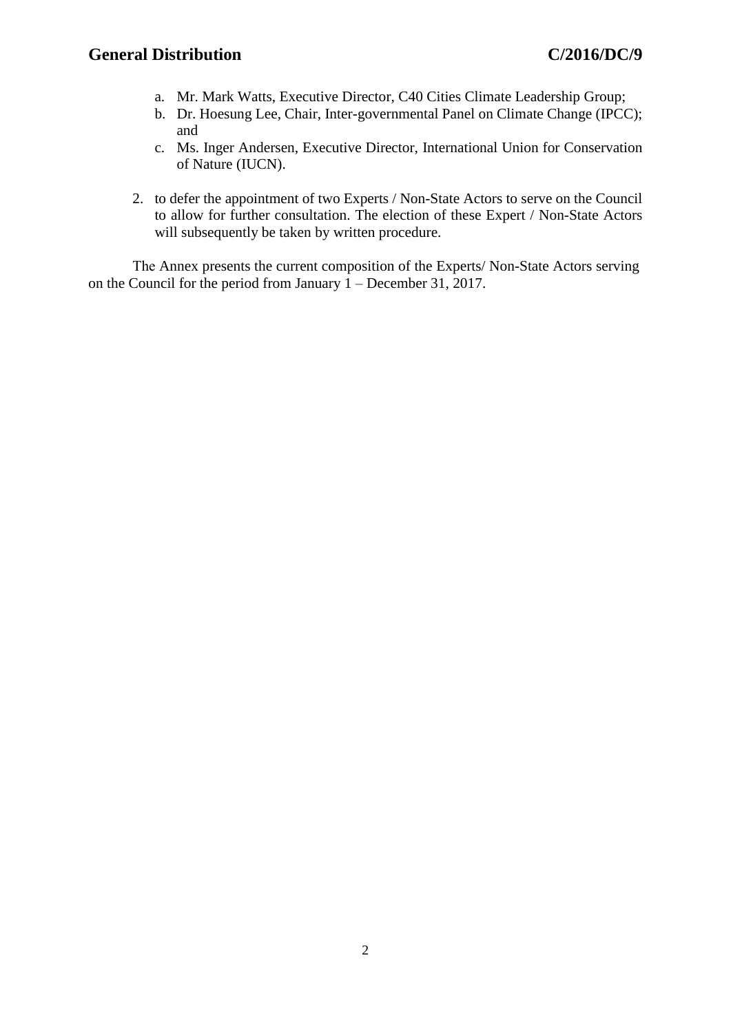a. Mr. Mark Watts, Executive Director, C40 Cities Climate Leadership Group;
b. Dr. Hoesung Lee, Chair, Inter-governmental Panel on Climate Change (IPCC); and
c. Ms. Inger Andersen, Executive Director, International Union for Conservation of Nature (IUCN).

2. to defer the appointment of two Experts / Non-State Actors to serve on the Council to allow for further consultation. The election of these Expert / Non-State Actors will subsequently be taken by written procedure.

The Annex presents the current composition of the Experts/ Non-State Actors serving on the Council for the period from January 1 – December 31, 2017.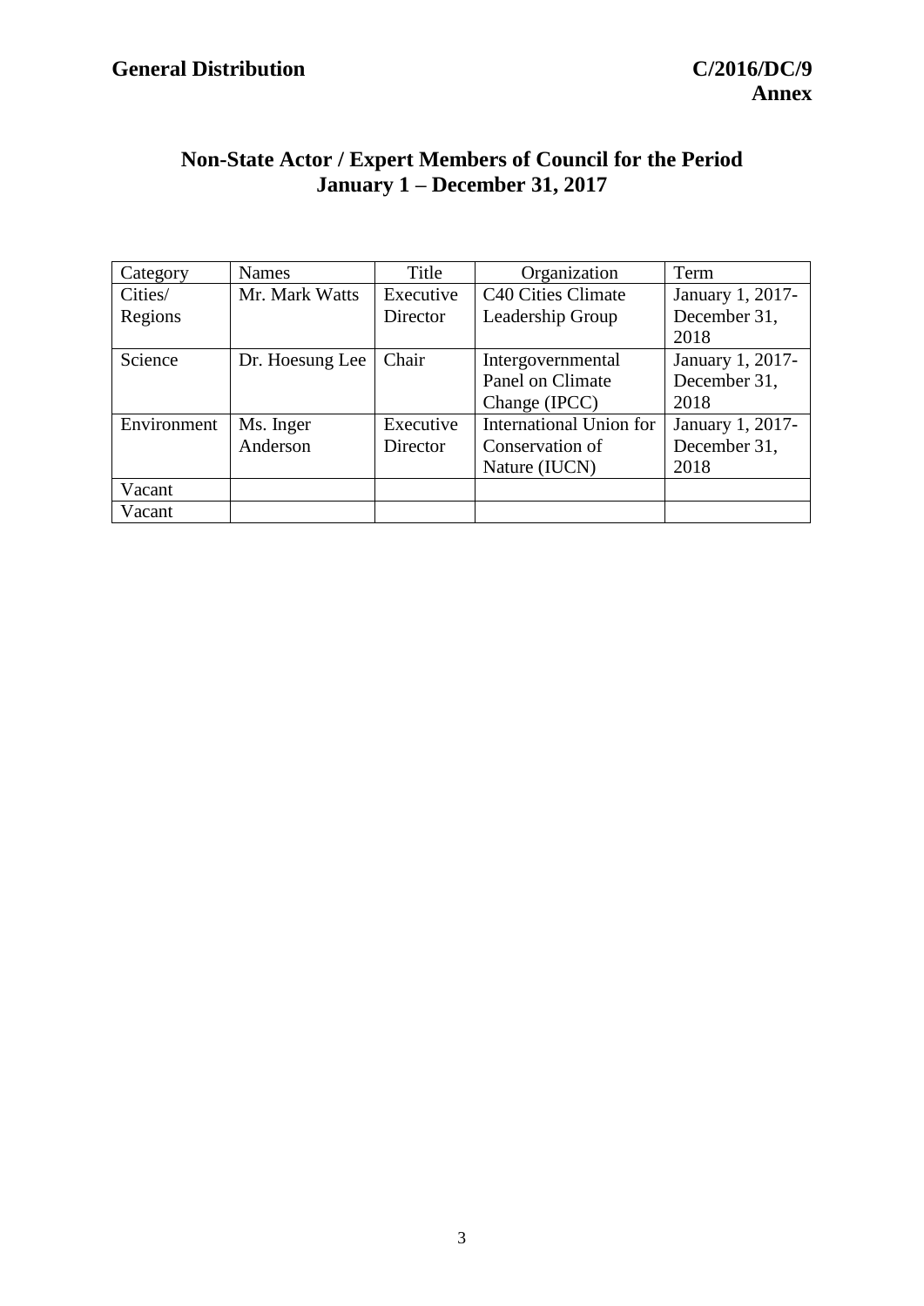**General Distribution** **C/2016/DC/9**
**Annex**

## Non-State Actor / Expert Members of Council for the Period January 1 – December 31, 2017

| Category | Names | Title | Organization | Term |
|---|---|---|---|---|
| Cities/ Regions | Mr. Mark Watts | Executive Director | C40 Cities Climate Leadership Group | January 1, 2017- December 31, 2018 |
| Science | Dr. Hoesung Lee | Chair | Intergovernmental Panel on Climate Change (IPCC) | January 1, 2017- December 31, 2018 |
| Environment | Ms. Inger Anderson | Executive Director | International Union for Conservation of Nature (IUCN) | January 1, 2017- December 31, 2018 |
| Vacant | | | | |
| Vacant | | | | |